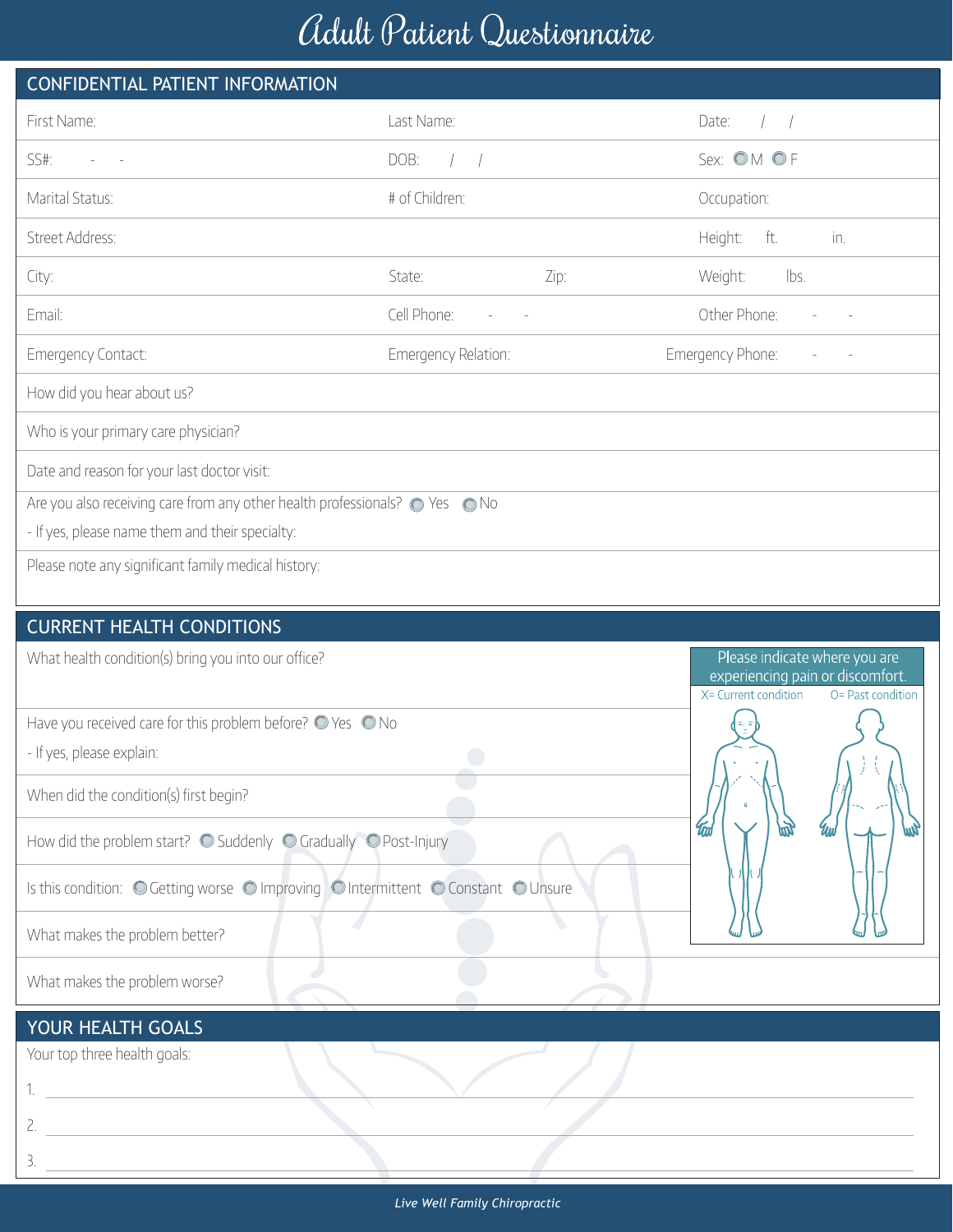# Adult Patient Questionnaire

## CONFIDENTIAL PATIENT INFORMATION

| | | |
|---|---|---|
| First Name: | Last Name: | Date: / / |
| SS#: - - | DOB: / / | Sex: ◯ M ◯ F |
| Marital Status: | # of Children: | Occupation: |
| Street Address: | | Height: ft. in. |
| City: | State: Zip: | Weight: lbs. |
| Email: | Cell Phone: - - | Other Phone: - - |
| Emergency Contact: | Emergency Relation: | Emergency Phone: - - |

How did you hear about us?

Who is your primary care physician?

Date and reason for your last doctor visit:

Are you also receiving care from any other health professionals? ◯ Yes ◯ No

- If yes, please name them and their specialty:

Please note any significant family medical history:

## CURRENT HEALTH CONDITIONS

What health condition(s) bring you into our office?

Have you received care for this problem before? ◯ Yes ◯ No

- If yes, please explain:

When did the condition(s) first begin?

How did the problem start? ◯ Suddenly ◯ Gradually ◯ Post-Injury

Is this condition: ◯ Getting worse ◯ Improving ◯ Intermittent ◯ Constant ◯ Unsure

What makes the problem better?

What makes the problem worse?

Please indicate where you are experiencing pain or discomfort.

X= Current condition O= Past condition

## YOUR HEALTH GOALS

Your top three health goals:

1. ______________________________

2. ______________________________

3. ______________________________

*Live Well Family Chiropractic*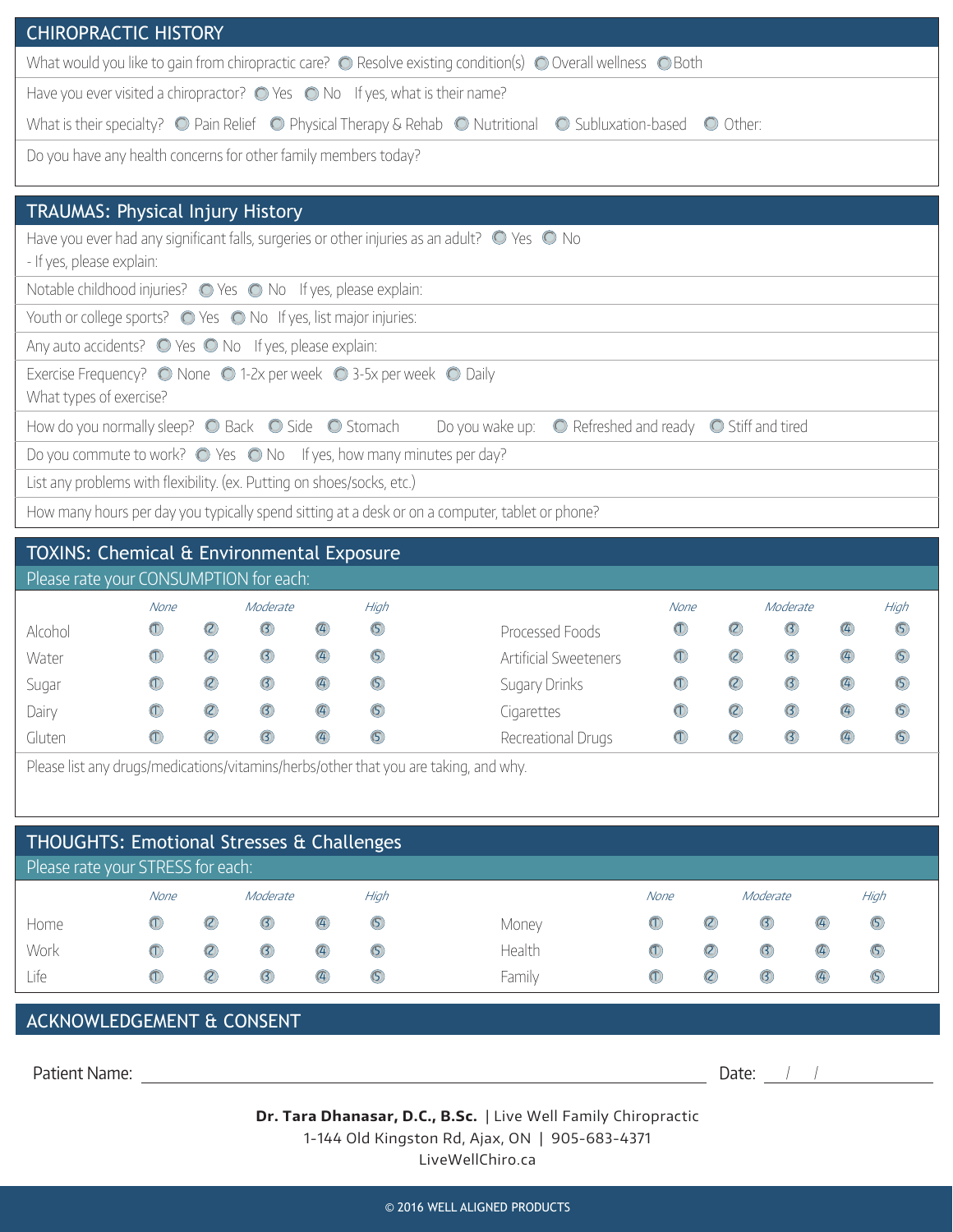## CHIROPRACTIC HISTORY

What would you like to gain from chiropractic care? ◯ Resolve existing condition(s) ◯ Overall wellness ◯ Both

Have you ever visited a chiropractor? ◯ Yes ◯ No If yes, what is their name?

What is their specialty? ◯ Pain Relief ◯ Physical Therapy & Rehab ◯ Nutritional ◯ Subluxation-based ◯ Other:

Do you have any health concerns for other family members today?

## TRAUMAS: Physical Injury History

Have you ever had any significant falls, surgeries or other injuries as an adult? ◯ Yes ◯ No
- If yes, please explain:

Notable childhood injuries? ◯ Yes ◯ No If yes, please explain:

Youth or college sports? ◯ Yes ◯ No If yes, list major injuries:

Any auto accidents? ◯ Yes ◯ No If yes, please explain:

Exercise Frequency? ◯ None ◯ 1-2x per week ◯ 3-5x per week ◯ Daily
What types of exercise?

How do you normally sleep? ◯ Back ◯ Side ◯ Stomach Do you wake up: ◯ Refreshed and ready ◯ Stiff and tired

Do you commute to work? ◯ Yes ◯ No If yes, how many minutes per day?

List any problems with flexibility. (ex. Putting on shoes/socks, etc.)

How many hours per day you typically spend sitting at a desk or on a computer, tablet or phone?

## TOXINS: Chemical & Environmental Exposure

Please rate your CONSUMPTION for each:

| | None | | Moderate | | High | | None | | Moderate | | High |
|---|---|---|---|---|---|---|---|---|---|---|---|
| Alcohol | 1 | 2 | 3 | 4 | 5 | Processed Foods | 1 | 2 | 3 | 4 | 5 |
| Water | 1 | 2 | 3 | 4 | 5 | Artificial Sweeteners | 1 | 2 | 3 | 4 | 5 |
| Sugar | 1 | 2 | 3 | 4 | 5 | Sugary Drinks | 1 | 2 | 3 | 4 | 5 |
| Dairy | 1 | 2 | 3 | 4 | 5 | Cigarettes | 1 | 2 | 3 | 4 | 5 |
| Gluten | 1 | 2 | 3 | 4 | 5 | Recreational Drugs | 1 | 2 | 3 | 4 | 5 |

Please list any drugs/medications/vitamins/herbs/other that you are taking, and why.

## THOUGHTS: Emotional Stresses & Challenges

Please rate your STRESS for each:

| | None | | Moderate | | High | | None | | Moderate | | High |
|---|---|---|---|---|---|---|---|---|---|---|---|
| Home | 1 | 2 | 3 | 4 | 5 | Money | 1 | 2 | 3 | 4 | 5 |
| Work | 1 | 2 | 3 | 4 | 5 | Health | 1 | 2 | 3 | 4 | 5 |
| Life | 1 | 2 | 3 | 4 | 5 | Family | 1 | 2 | 3 | 4 | 5 |

## ACKNOWLEDGEMENT & CONSENT

Patient Name: ______________________________ Date: ___/___/___

**Dr. Tara Dhanasar, D.C., B.Sc.** | Live Well Family Chiropractic
1-144 Old Kingston Rd, Ajax, ON | 905-683-4371
LiveWellChiro.ca

© 2016 WELL ALIGNED PRODUCTS